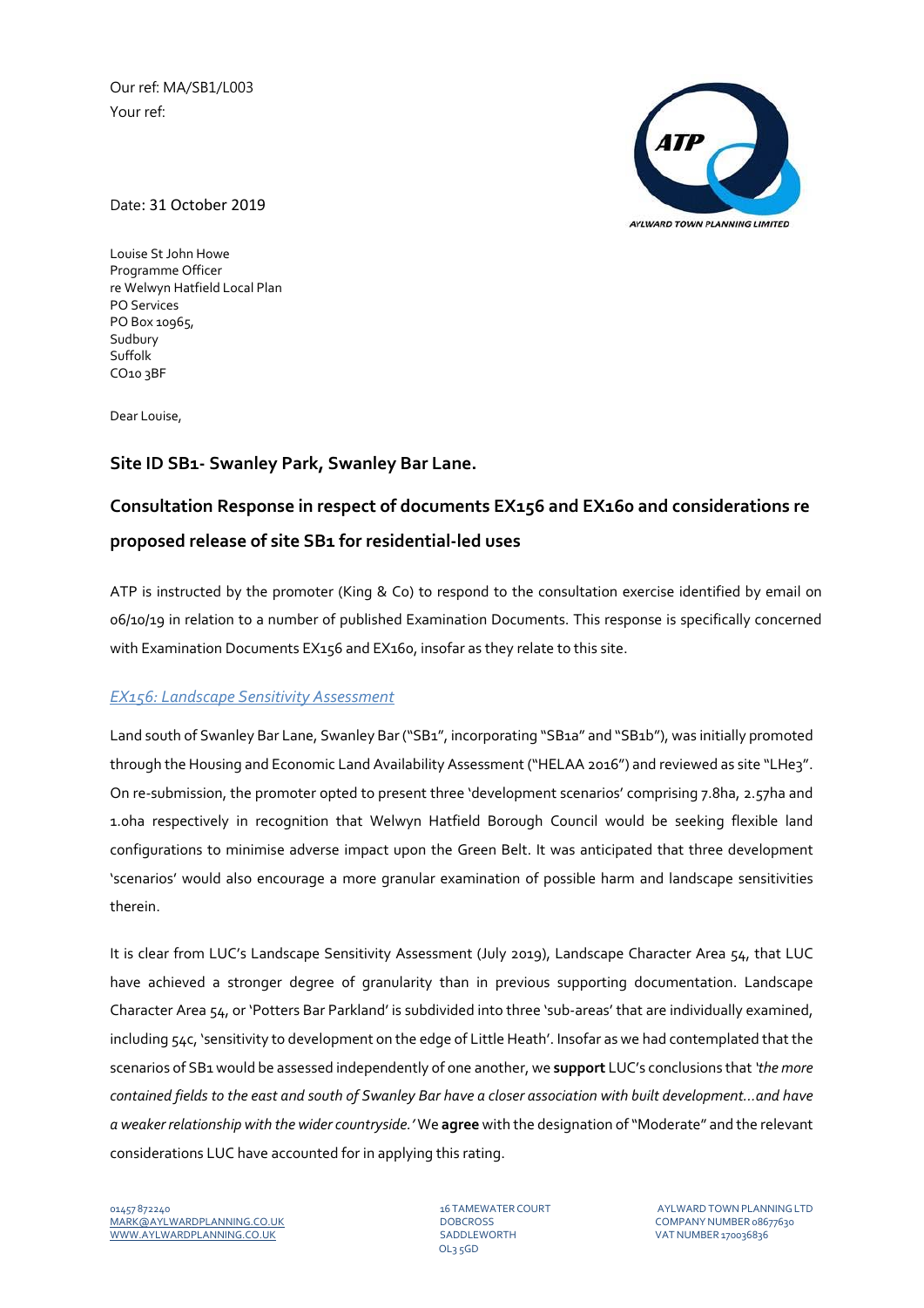Our ref: MA/SB1/L003
Your ref:

Date: 31 October 2019

Louise St John Howe
Programme Officer
re Welwyn Hatfield Local Plan
PO Services
PO Box 10965,
Sudbury
Suffolk
CO10 3BF

Dear Louise,

## Site ID SB1- Swanley Park, Swanley Bar Lane.

## Consultation Response in respect of documents EX156 and EX160 and considerations re proposed release of site SB1 for residential-led uses

ATP is instructed by the promoter (King & Co) to respond to the consultation exercise identified by email on 06/10/19 in relation to a number of published Examination Documents. This response is specifically concerned with Examination Documents EX156 and EX160, insofar as they relate to this site.

### *EX156: Landscape Sensitivity Assessment*

Land south of Swanley Bar Lane, Swanley Bar ("SB1", incorporating "SB1a" and "SB1b"), was initially promoted through the Housing and Economic Land Availability Assessment ("HELAA 2016") and reviewed as site "LHe3". On re-submission, the promoter opted to present three 'development scenarios' comprising 7.8ha, 2.57ha and 1.0ha respectively in recognition that Welwyn Hatfield Borough Council would be seeking flexible land configurations to minimise adverse impact upon the Green Belt. It was anticipated that three development 'scenarios' would also encourage a more granular examination of possible harm and landscape sensitivities therein.

It is clear from LUC's Landscape Sensitivity Assessment (July 2019), Landscape Character Area 54, that LUC have achieved a stronger degree of granularity than in previous supporting documentation. Landscape Character Area 54, or 'Potters Bar Parkland' is subdivided into three 'sub-areas' that are individually examined, including 54c, 'sensitivity to development on the edge of Little Heath'. Insofar as we had contemplated that the scenarios of SB1 would be assessed independently of one another, we **support** LUC's conclusions that *'the more contained fields to the east and south of Swanley Bar have a closer association with built development…and have a weaker relationship with the wider countryside.'* We **agree** with the designation of "Moderate" and the relevant considerations LUC have accounted for in applying this rating.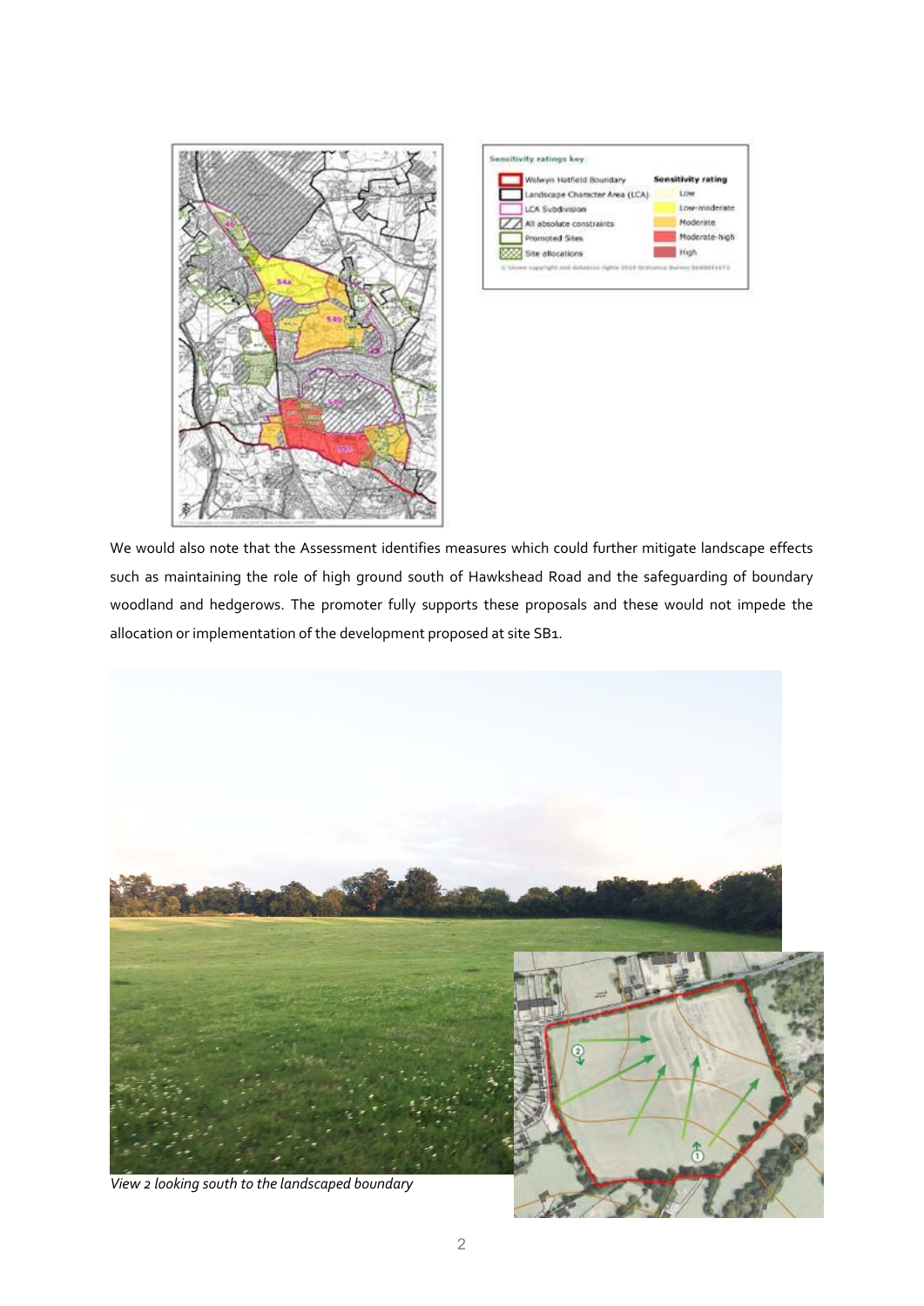We would also note that the Assessment identifies measures which could further mitigate landscape effects such as maintaining the role of high ground south of Hawkshead Road and the safeguarding of boundary woodland and hedgerows. The promoter fully supports these proposals and these would not impede the allocation or implementation of the development proposed at site SB1.

*View 2 looking south to the landscaped boundary*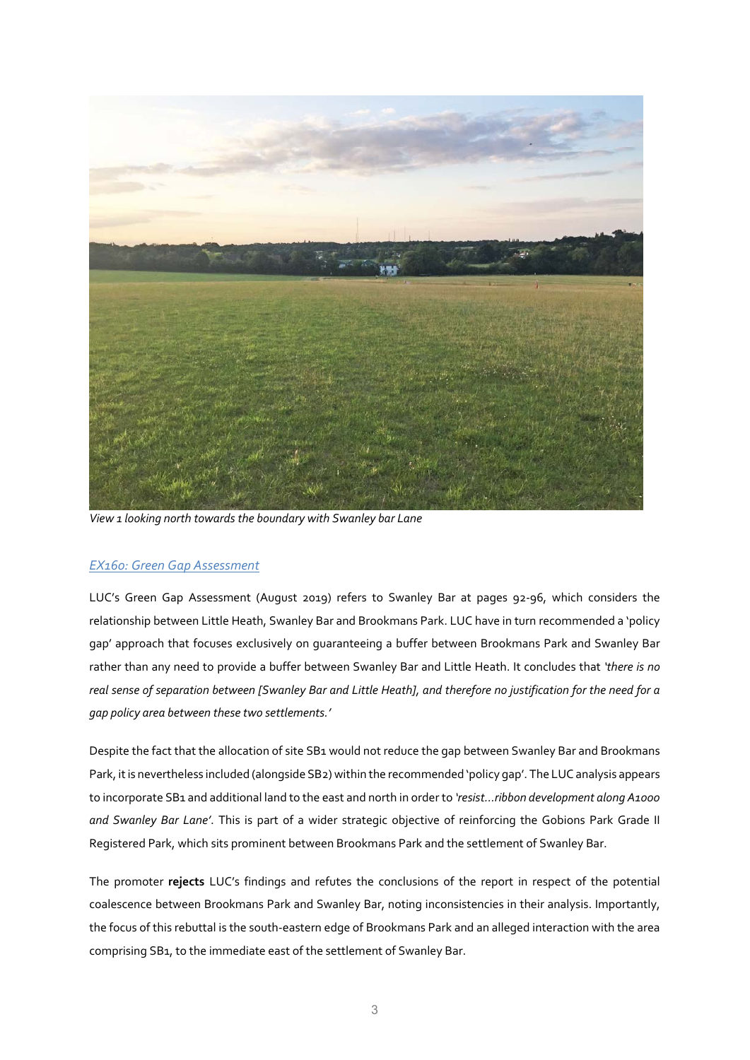*View 1 looking north towards the boundary with Swanley bar Lane*

### *EX160: Green Gap Assessment*

LUC's Green Gap Assessment (August 2019) refers to Swanley Bar at pages 92-96, which considers the relationship between Little Heath, Swanley Bar and Brookmans Park. LUC have in turn recommended a 'policy gap' approach that focuses exclusively on guaranteeing a buffer between Brookmans Park and Swanley Bar rather than any need to provide a buffer between Swanley Bar and Little Heath. It concludes that *'there is no real sense of separation between [Swanley Bar and Little Heath], and therefore no justification for the need for a gap policy area between these two settlements.'*

Despite the fact that the allocation of site SB1 would not reduce the gap between Swanley Bar and Brookmans Park, it is nevertheless included (alongside SB2) within the recommended 'policy gap'. The LUC analysis appears to incorporate SB1 and additional land to the east and north in order to *'resist…ribbon development along A1000 and Swanley Bar Lane'*. This is part of a wider strategic objective of reinforcing the Gobions Park Grade II Registered Park, which sits prominent between Brookmans Park and the settlement of Swanley Bar.

The promoter **rejects** LUC's findings and refutes the conclusions of the report in respect of the potential coalescence between Brookmans Park and Swanley Bar, noting inconsistencies in their analysis. Importantly, the focus of this rebuttal is the south-eastern edge of Brookmans Park and an alleged interaction with the area comprising SB1, to the immediate east of the settlement of Swanley Bar.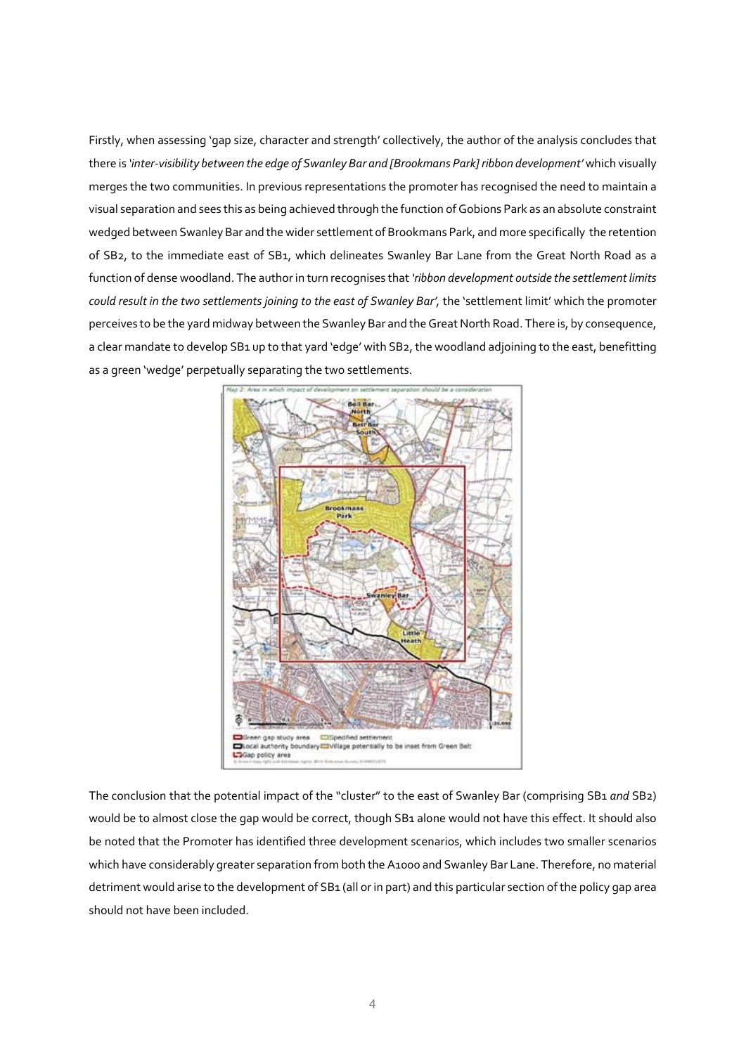Firstly, when assessing 'gap size, character and strength' collectively, the author of the analysis concludes that there is *'inter-visibility between the edge of Swanley Bar and [Brookmans Park] ribbon development'* which visually merges the two communities. In previous representations the promoter has recognised the need to maintain a visual separation and sees this as being achieved through the function of Gobions Park as an absolute constraint wedged between Swanley Bar and the wider settlement of Brookmans Park, and more specifically the retention of SB2, to the immediate east of SB1, which delineates Swanley Bar Lane from the Great North Road as a function of dense woodland. The author in turn recognises that *'ribbon development outside the settlement limits could result in the two settlements joining to the east of Swanley Bar'*, the 'settlement limit' which the promoter perceives to be the yard midway between the Swanley Bar and the Great North Road. There is, by consequence, a clear mandate to develop SB1 up to that yard 'edge' with SB2, the woodland adjoining to the east, benefitting as a green 'wedge' perpetually separating the two settlements.

Map 2: Area in which impact of development on settlement separation should be a consideration

The conclusion that the potential impact of the "cluster" to the east of Swanley Bar (comprising SB1 *and* SB2) would be to almost close the gap would be correct, though SB1 alone would not have this effect. It should also be noted that the Promoter has identified three development scenarios, which includes two smaller scenarios which have considerably greater separation from both the A1000 and Swanley Bar Lane. Therefore, no material detriment would arise to the development of SB1 (all or in part) and this particular section of the policy gap area should not have been included.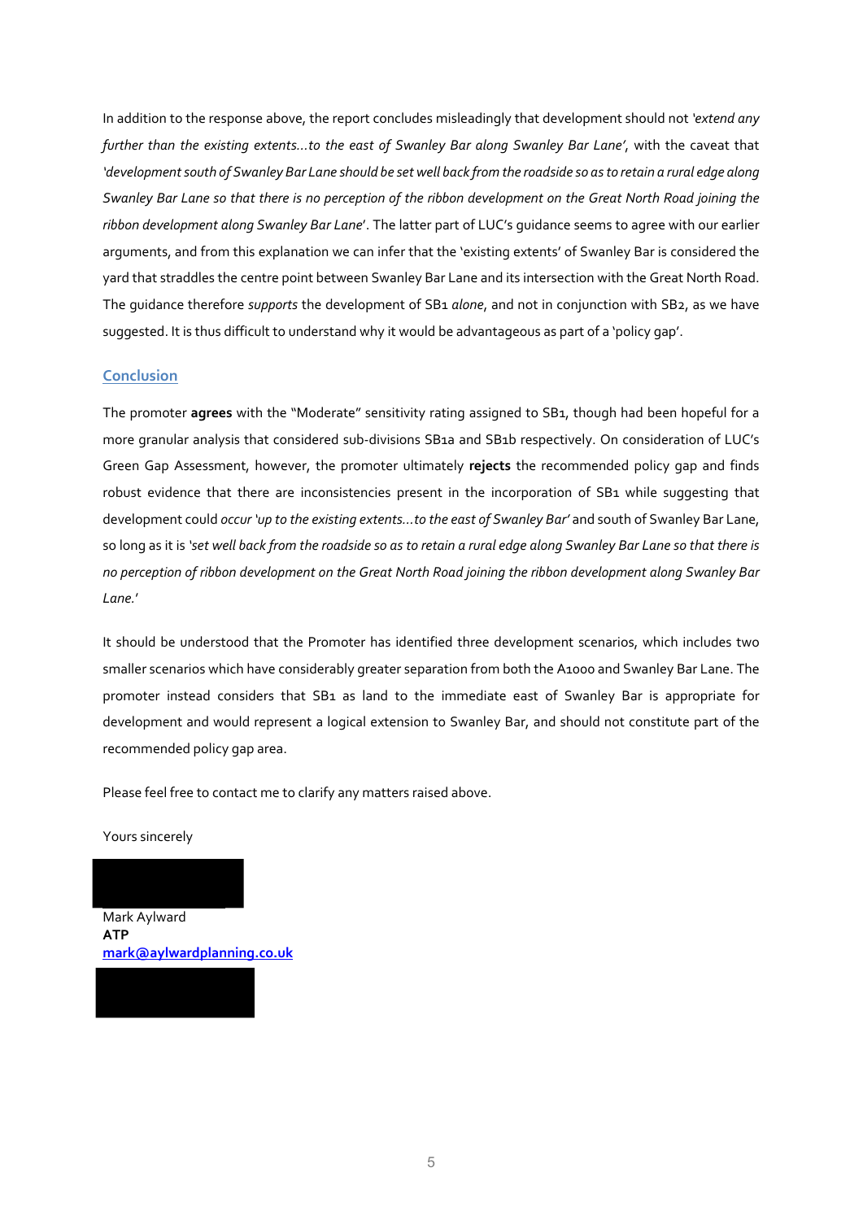In addition to the response above, the report concludes misleadingly that development should not *'extend any further than the existing extents…to the east of Swanley Bar along Swanley Bar Lane'*, with the caveat that *'development south of Swanley Bar Lane should be set well back from the roadside so as to retain a rural edge along Swanley Bar Lane so that there is no perception of the ribbon development on the Great North Road joining the ribbon development along Swanley Bar Lane*'. The latter part of LUC's guidance seems to agree with our earlier arguments, and from this explanation we can infer that the 'existing extents' of Swanley Bar is considered the yard that straddles the centre point between Swanley Bar Lane and its intersection with the Great North Road. The guidance therefore *supports* the development of SB1 *alone*, and not in conjunction with SB2, as we have suggested. It is thus difficult to understand why it would be advantageous as part of a 'policy gap'.

## Conclusion

The promoter **agrees** with the "Moderate" sensitivity rating assigned to SB1, though had been hopeful for a more granular analysis that considered sub-divisions SB1a and SB1b respectively. On consideration of LUC's Green Gap Assessment, however, the promoter ultimately **rejects** the recommended policy gap and finds robust evidence that there are inconsistencies present in the incorporation of SB1 while suggesting that development could *occur 'up to the existing extents…to the east of Swanley Bar'* and south of Swanley Bar Lane, so long as it is *'set well back from the roadside so as to retain a rural edge along Swanley Bar Lane so that there is no perception of ribbon development on the Great North Road joining the ribbon development along Swanley Bar Lane.'*

It should be understood that the Promoter has identified three development scenarios, which includes two smaller scenarios which have considerably greater separation from both the A1000 and Swanley Bar Lane. The promoter instead considers that SB1 as land to the immediate east of Swanley Bar is appropriate for development and would represent a logical extension to Swanley Bar, and should not constitute part of the recommended policy gap area.

Please feel free to contact me to clarify any matters raised above.

Yours sincerely

Mark Aylward
**ATP**
[mark@aylwardplanning.co.uk](mailto:mark@aylwardplanning.co.uk)